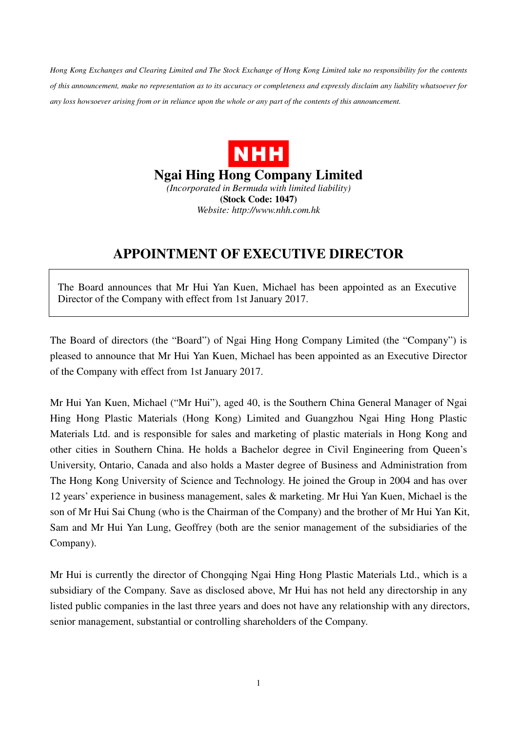*Hong Kong Exchanges and Clearing Limited and The Stock Exchange of Hong Kong Limited take no responsibility for the contents of this announcement, make no representation as to its accuracy or completeness and expressly disclaim any liability whatsoever for any loss howsoever arising from or in reliance upon the whole or any part of the contents of this announcement.*

**NHH**

**Ngai Hing Hong Company Limited**

*(Incorporated in Bermuda with limited liability)*

**(Stock Code: 1047)**

*Website: http://www.nhh.com.hk*

# APPOINTMENT OF EXECUTIVE DIRECTOR

The Board announces that Mr Hui Yan Kuen, Michael has been appointed as an Executive Director of the Company with effect from 1st January 2017.

The Board of directors (the "Board") of Ngai Hing Hong Company Limited (the "Company") is pleased to announce that Mr Hui Yan Kuen, Michael has been appointed as an Executive Director of the Company with effect from 1st January 2017.

Mr Hui Yan Kuen, Michael ("Mr Hui"), aged 40, is the Southern China General Manager of Ngai Hing Hong Plastic Materials (Hong Kong) Limited and Guangzhou Ngai Hing Hong Plastic Materials Ltd. and is responsible for sales and marketing of plastic materials in Hong Kong and other cities in Southern China. He holds a Bachelor degree in Civil Engineering from Queen's University, Ontario, Canada and also holds a Master degree of Business and Administration from The Hong Kong University of Science and Technology. He joined the Group in 2004 and has over 12 years' experience in business management, sales & marketing. Mr Hui Yan Kuen, Michael is the son of Mr Hui Sai Chung (who is the Chairman of the Company) and the brother of Mr Hui Yan Kit, Sam and Mr Hui Yan Lung, Geoffrey (both are the senior management of the subsidiaries of the Company).

Mr Hui is currently the director of Chongqing Ngai Hing Hong Plastic Materials Ltd., which is a subsidiary of the Company. Save as disclosed above, Mr Hui has not held any directorship in any listed public companies in the last three years and does not have any relationship with any directors, senior management, substantial or controlling shareholders of the Company.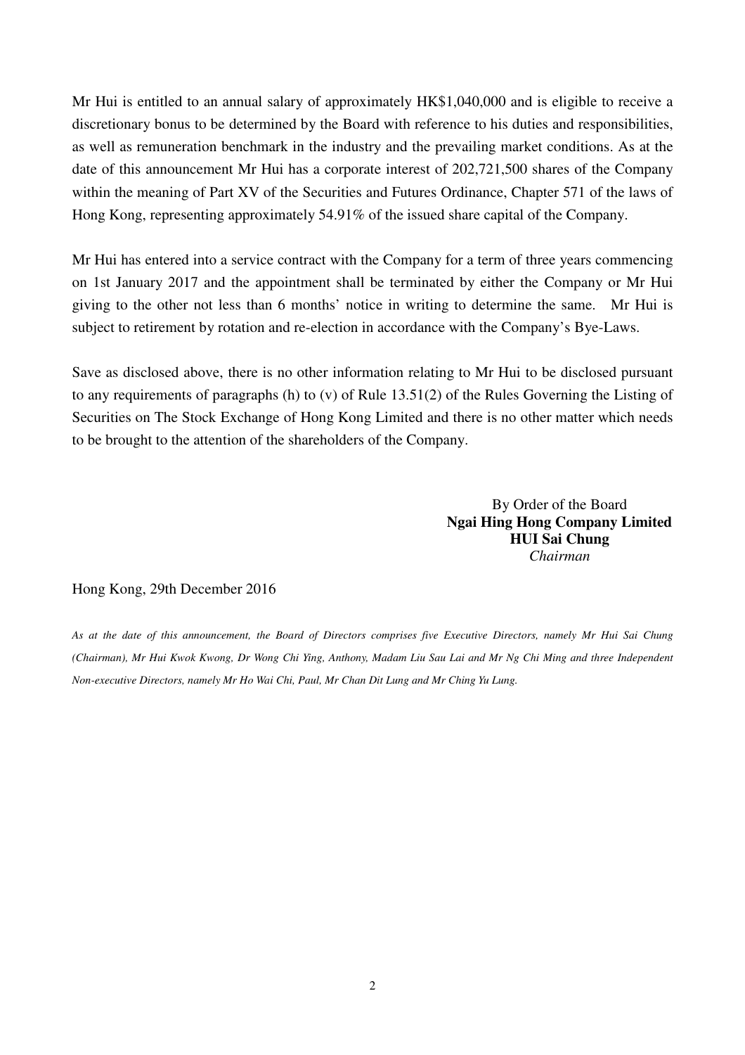Mr Hui is entitled to an annual salary of approximately HK$1,040,000 and is eligible to receive a discretionary bonus to be determined by the Board with reference to his duties and responsibilities, as well as remuneration benchmark in the industry and the prevailing market conditions. As at the date of this announcement Mr Hui has a corporate interest of 202,721,500 shares of the Company within the meaning of Part XV of the Securities and Futures Ordinance, Chapter 571 of the laws of Hong Kong, representing approximately 54.91% of the issued share capital of the Company.

Mr Hui has entered into a service contract with the Company for a term of three years commencing on 1st January 2017 and the appointment shall be terminated by either the Company or Mr Hui giving to the other not less than 6 months' notice in writing to determine the same. Mr Hui is subject to retirement by rotation and re-election in accordance with the Company's Bye-Laws.

Save as disclosed above, there is no other information relating to Mr Hui to be disclosed pursuant to any requirements of paragraphs (h) to (v) of Rule 13.51(2) of the Rules Governing the Listing of Securities on The Stock Exchange of Hong Kong Limited and there is no other matter which needs to be brought to the attention of the shareholders of the Company.

By Order of the Board
**Ngai Hing Hong Company Limited**
**HUI Sai Chung**
*Chairman*

Hong Kong, 29th December 2016

*As at the date of this announcement, the Board of Directors comprises five Executive Directors, namely Mr Hui Sai Chung (Chairman), Mr Hui Kwok Kwong, Dr Wong Chi Ying, Anthony, Madam Liu Sau Lai and Mr Ng Chi Ming and three Independent Non-executive Directors, namely Mr Ho Wai Chi, Paul, Mr Chan Dit Lung and Mr Ching Yu Lung.*